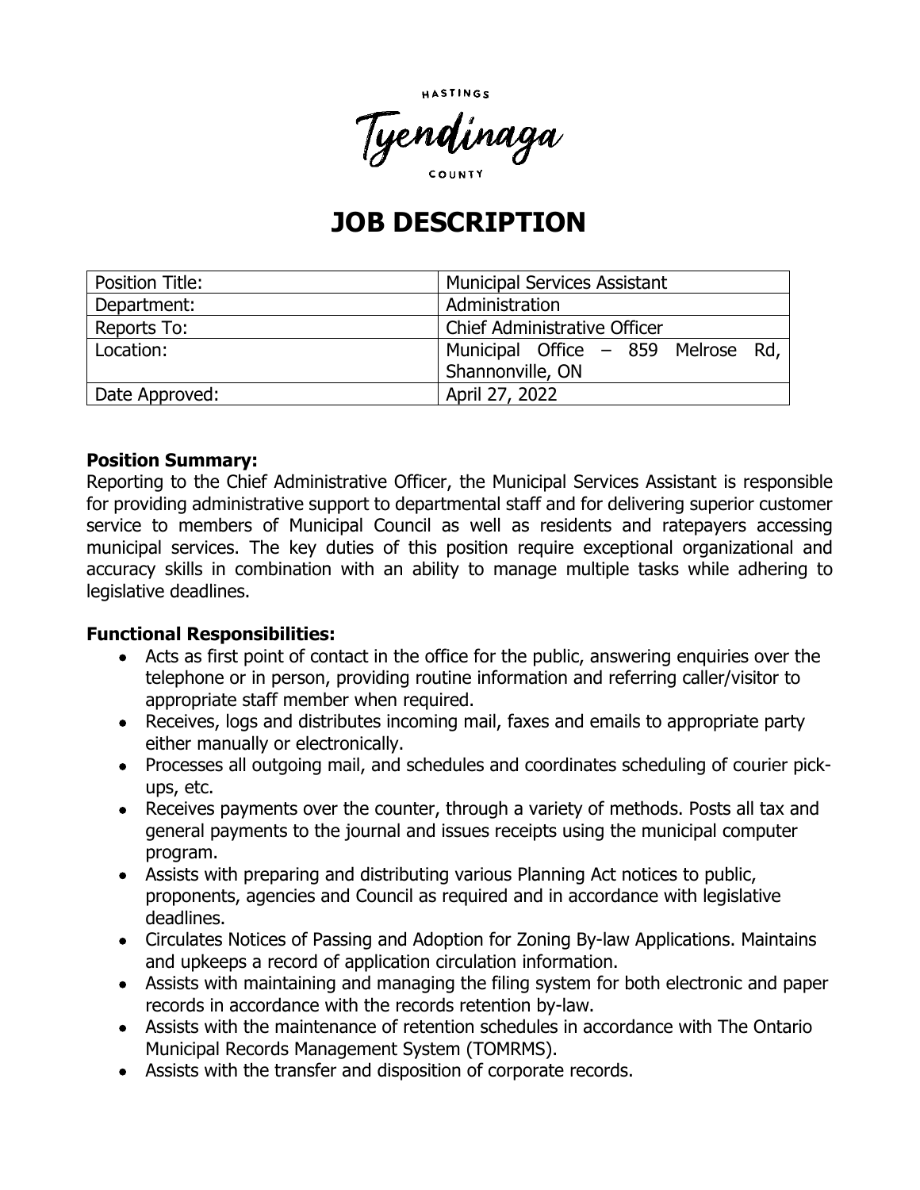HASTINGS

Tyendinaga

COUNTY

# JOB DESCRIPTION

| Position Title: | Municipal Services Assistant |
|---|---|
| Department: | Administration |
| Reports To: | Chief Administrative Officer |
| Location: | Municipal Office – 859 Melrose Rd, Shannonville, ON |
| Date Approved: | April 27, 2022 |

**Position Summary:**
Reporting to the Chief Administrative Officer, the Municipal Services Assistant is responsible for providing administrative support to departmental staff and for delivering superior customer service to members of Municipal Council as well as residents and ratepayers accessing municipal services. The key duties of this position require exceptional organizational and accuracy skills in combination with an ability to manage multiple tasks while adhering to legislative deadlines.

**Functional Responsibilities:**

- Acts as first point of contact in the office for the public, answering enquiries over the telephone or in person, providing routine information and referring caller/visitor to appropriate staff member when required.
- Receives, logs and distributes incoming mail, faxes and emails to appropriate party either manually or electronically.
- Processes all outgoing mail, and schedules and coordinates scheduling of courier pick-ups, etc.
- Receives payments over the counter, through a variety of methods. Posts all tax and general payments to the journal and issues receipts using the municipal computer program.
- Assists with preparing and distributing various Planning Act notices to public, proponents, agencies and Council as required and in accordance with legislative deadlines.
- Circulates Notices of Passing and Adoption for Zoning By-law Applications. Maintains and upkeeps a record of application circulation information.
- Assists with maintaining and managing the filing system for both electronic and paper records in accordance with the records retention by-law.
- Assists with the maintenance of retention schedules in accordance with The Ontario Municipal Records Management System (TOMRMS).
- Assists with the transfer and disposition of corporate records.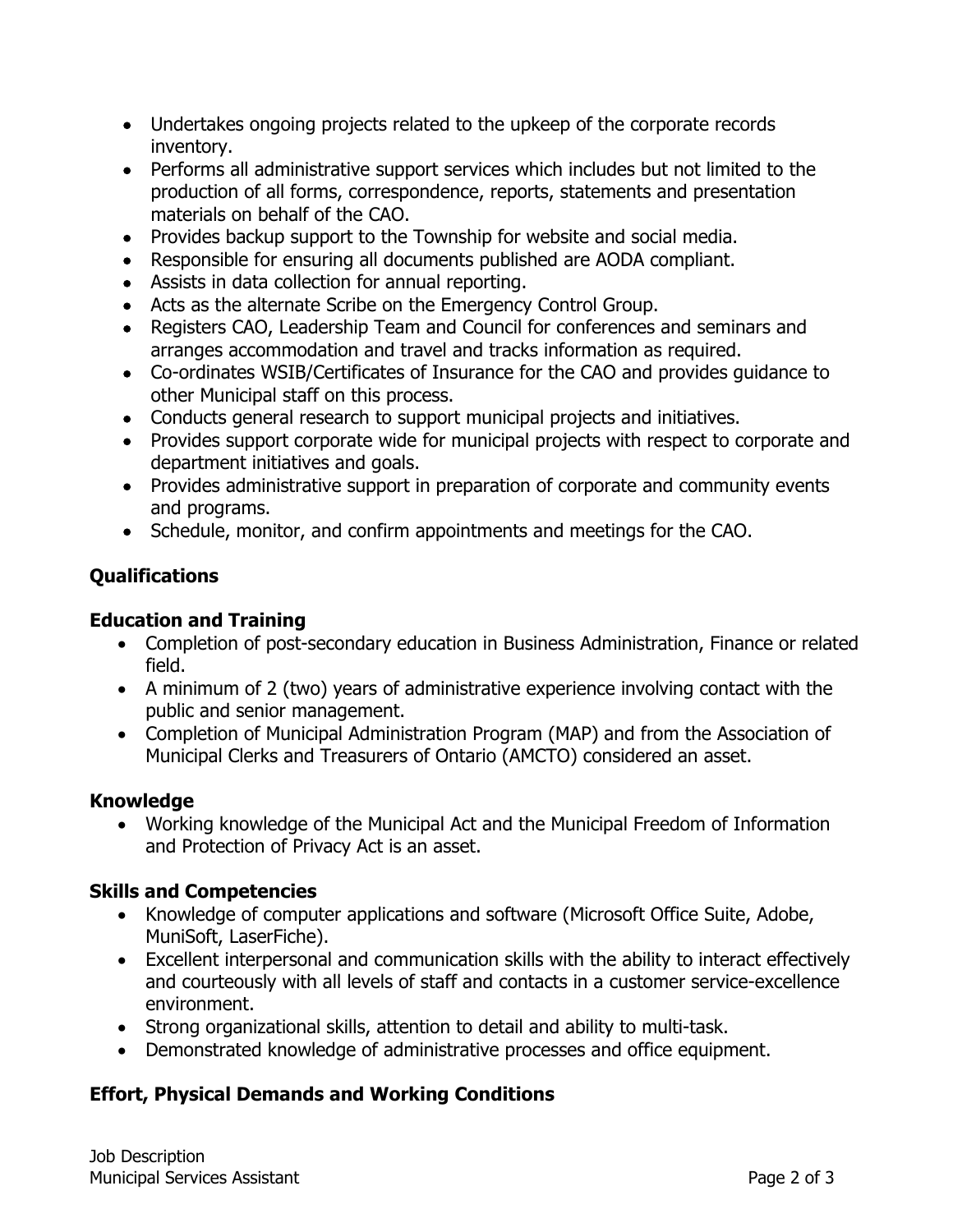- Undertakes ongoing projects related to the upkeep of the corporate records inventory.
- Performs all administrative support services which includes but not limited to the production of all forms, correspondence, reports, statements and presentation materials on behalf of the CAO.
- Provides backup support to the Township for website and social media.
- Responsible for ensuring all documents published are AODA compliant.
- Assists in data collection for annual reporting.
- Acts as the alternate Scribe on the Emergency Control Group.
- Registers CAO, Leadership Team and Council for conferences and seminars and arranges accommodation and travel and tracks information as required.
- Co-ordinates WSIB/Certificates of Insurance for the CAO and provides guidance to other Municipal staff on this process.
- Conducts general research to support municipal projects and initiatives.
- Provides support corporate wide for municipal projects with respect to corporate and department initiatives and goals.
- Provides administrative support in preparation of corporate and community events and programs.
- Schedule, monitor, and confirm appointments and meetings for the CAO.

## Qualifications

### Education and Training

- Completion of post-secondary education in Business Administration, Finance or related field.
- A minimum of 2 (two) years of administrative experience involving contact with the public and senior management.
- Completion of Municipal Administration Program (MAP) and from the Association of Municipal Clerks and Treasurers of Ontario (AMCTO) considered an asset.

### Knowledge

- Working knowledge of the Municipal Act and the Municipal Freedom of Information and Protection of Privacy Act is an asset.

### Skills and Competencies

- Knowledge of computer applications and software (Microsoft Office Suite, Adobe, MuniSoft, LaserFiche).
- Excellent interpersonal and communication skills with the ability to interact effectively and courteously with all levels of staff and contacts in a customer service-excellence environment.
- Strong organizational skills, attention to detail and ability to multi-task.
- Demonstrated knowledge of administrative processes and office equipment.

## Effort, Physical Demands and Working Conditions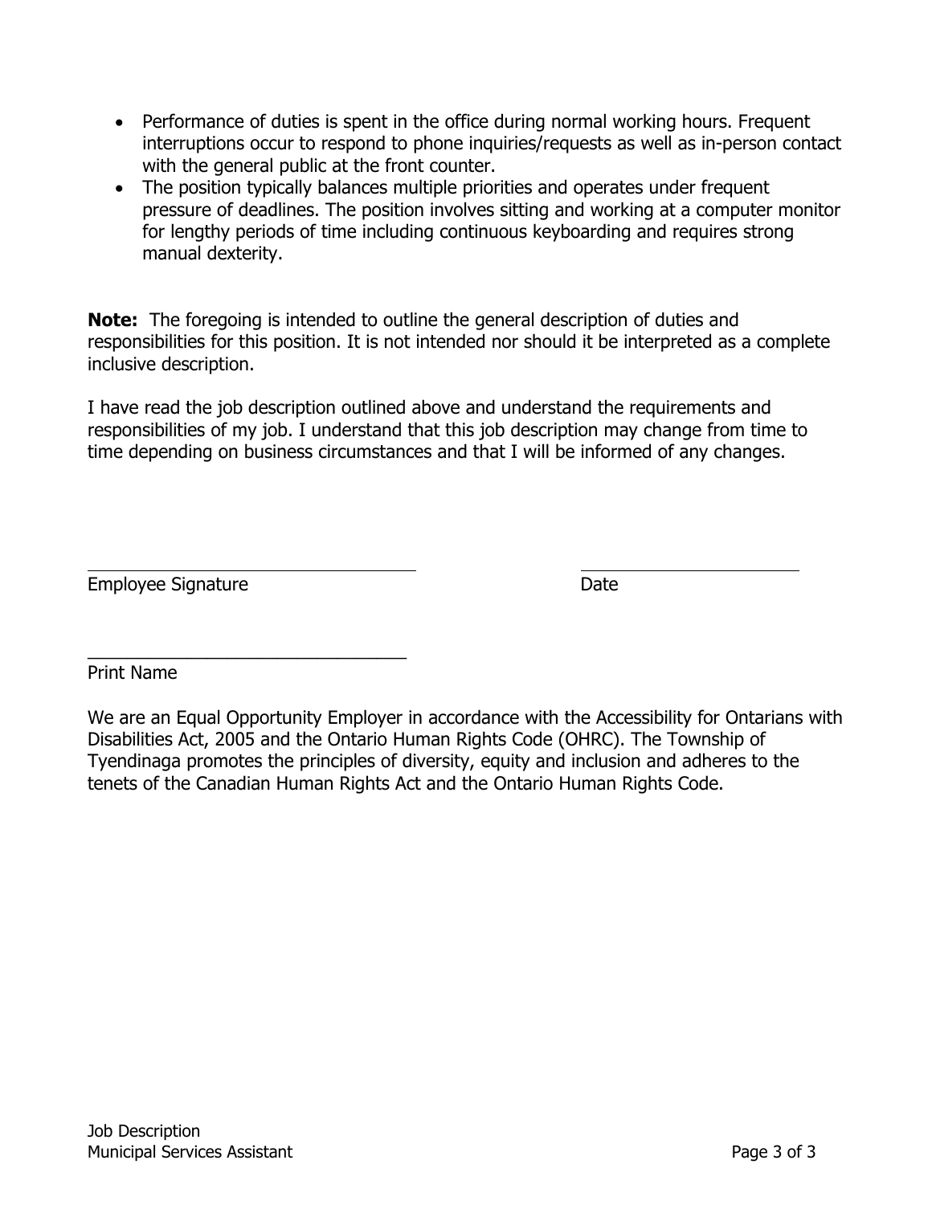- Performance of duties is spent in the office during normal working hours. Frequent interruptions occur to respond to phone inquiries/requests as well as in-person contact with the general public at the front counter.
- The position typically balances multiple priorities and operates under frequent pressure of deadlines. The position involves sitting and working at a computer monitor for lengthy periods of time including continuous keyboarding and requires strong manual dexterity.

**Note:** The foregoing is intended to outline the general description of duties and responsibilities for this position. It is not intended nor should it be interpreted as a complete inclusive description.

I have read the job description outlined above and understand the requirements and responsibilities of my job. I understand that this job description may change from time to time depending on business circumstances and that I will be informed of any changes.

\_\_\_\_\_\_\_\_\_\_\_\_\_\_\_\_\_\_\_\_\_\_\_\_\_\_\_\_\_\_\_\_\_\_\_\_ \_\_\_\_\_\_\_\_\_\_\_\_\_\_\_\_\_\_\_\_\_\_\_\_
Employee Signature Date

\_\_\_\_\_\_\_\_\_\_\_\_\_\_\_\_\_\_\_\_\_\_\_\_\_\_\_\_\_\_\_\_\_\_\_\_
Print Name

We are an Equal Opportunity Employer in accordance with the Accessibility for Ontarians with Disabilities Act, 2005 and the Ontario Human Rights Code (OHRC). The Township of Tyendinaga promotes the principles of diversity, equity and inclusion and adheres to the tenets of the Canadian Human Rights Act and the Ontario Human Rights Code.